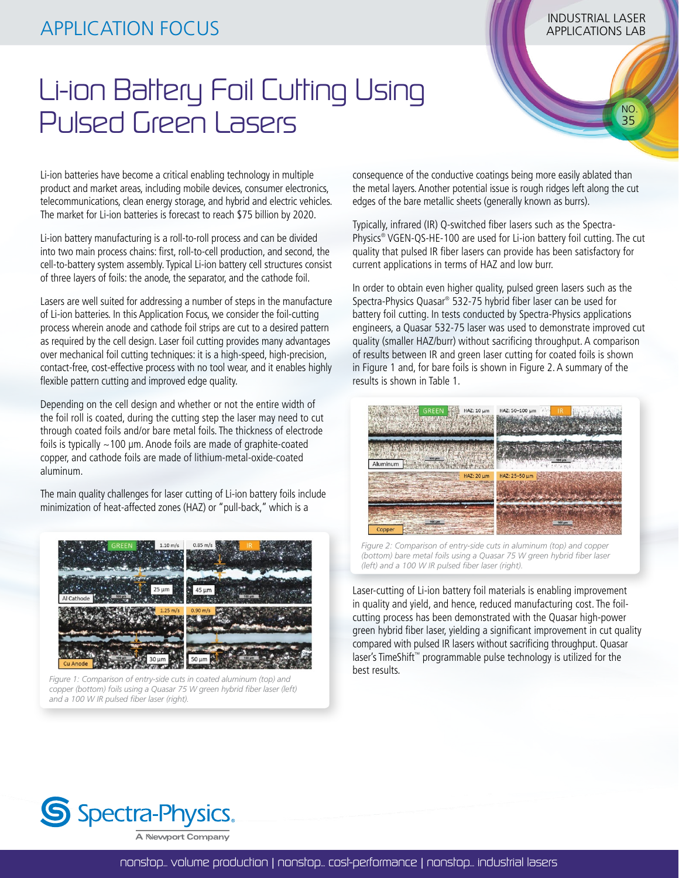# Li-ion Battery Foil Cutting Using Pulsed Green Lasers

Li-ion batteries have become a critical enabling technology in multiple product and market areas, including mobile devices, consumer electronics, telecommunications, clean energy storage, and hybrid and electric vehicles. The market for Li-ion batteries is forecast to reach $75 billion by 2020.

Li-ion battery manufacturing is a roll-to-roll process and can be divided into two main process chains: first, roll-to-cell production, and second, the cell-to-battery system assembly. Typical Li-ion battery cell structures consist of three layers of foils: the anode, the separator, and the cathode foil.

Lasers are well suited for addressing a number of steps in the manufacture of Li-ion batteries. In this Application Focus, we consider the foil-cutting process wherein anode and cathode foil strips are cut to a desired pattern as required by the cell design. Laser foil cutting provides many advantages over mechanical foil cutting techniques: it is a high-speed, high-precision, contact-free, cost-effective process with no tool wear, and it enables highly flexible pattern cutting and improved edge quality.

Depending on the cell design and whether or not the entire width of the foil roll is coated, during the cutting step the laser may need to cut through coated foils and/or bare metal foils. The thickness of electrode foils is typically ~100 µm. Anode foils are made of graphite-coated copper, and cathode foils are made of lithium-metal-oxide-coated aluminum.

The main quality challenges for laser cutting of Li-ion battery foils include minimization of heat-affected zones (HAZ) or "pull-back," which is a consequence of the conductive coatings being more easily ablated than the metal layers. Another potential issue is rough ridges left along the cut edges of the bare metallic sheets (generally known as burrs).

*Figure 1: Comparison of entry-side cuts in coated aluminum (top) and copper (bottom) foils using a Quasar 75 W green hybrid fiber laser (left) and a 100 W IR pulsed fiber laser (right).*

Typically, infrared (IR) Q-switched fiber lasers such as the Spectra-Physics® VGEN-QS-HE-100 are used for Li-ion battery foil cutting. The cut quality that pulsed IR fiber lasers can provide has been satisfactory for current applications in terms of HAZ and low burr.

In order to obtain even higher quality, pulsed green lasers such as the Spectra-Physics Quasar® 532-75 hybrid fiber laser can be used for battery foil cutting. In tests conducted by Spectra-Physics applications engineers, a Quasar 532-75 laser was used to demonstrate improved cut quality (smaller HAZ/burr) without sacrificing throughput. A comparison of results between IR and green laser cutting for coated foils is shown in Figure 1 and, for bare foils is shown in Figure 2. A summary of the results is shown in Table 1.

*Figure 2: Comparison of entry-side cuts in aluminum (top) and copper (bottom) bare metal foils using a Quasar 75 W green hybrid fiber laser (left) and a 100 W IR pulsed fiber laser (right).*

Laser-cutting of Li-ion battery foil materials is enabling improvement in quality and yield, and hence, reduced manufacturing cost. The foil-cutting process has been demonstrated with the Quasar high-power green hybrid fiber laser, yielding a significant improvement in cut quality compared with pulsed IR lasers without sacrificing throughput. Quasar laser's TimeShift™ programmable pulse technology is utilized for the best results.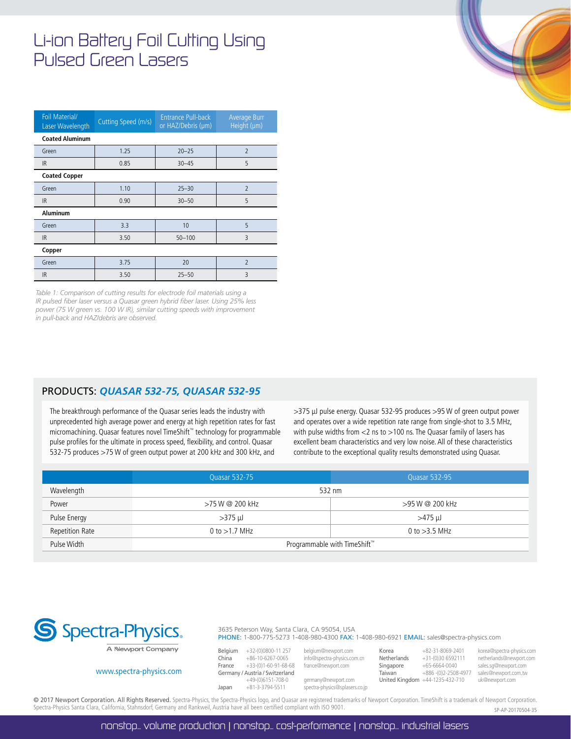# Li-ion Battery Foil Cutting Using Pulsed Green Lasers

| Foil Material/ Laser Wavelength | Cutting Speed (m/s) | Entrance Pull-back or HAZ/Debris (µm) | Average Burr Height (µm) |
|---|---|---|---|
| **Coated Aluminum** | | | |
| Green | 1.25 | 20–25 | 2 |
| IR | 0.85 | 30–45 | 5 |
| **Coated Copper** | | | |
| Green | 1.10 | 25–30 | 2 |
| IR | 0.90 | 30–50 | 5 |
| **Aluminum** | | | |
| Green | 3.3 | 10 | 5 |
| IR | 3.50 | 50–100 | 3 |
| **Copper** | | | |
| Green | 3.75 | 20 | 2 |
| IR | 3.50 | 25–50 | 3 |

*Table 1: Comparison of cutting results for electrode foil materials using a IR pulsed fiber laser versus a Quasar green hybrid fiber laser. Using 25% less power (75 W green vs. 100 W IR), similar cutting speeds with improvement in pull-back and HAZ/debris are observed.*

## PRODUCTS: *QUASAR 532-75, QUASAR 532-95*

The breakthrough performance of the Quasar series leads the industry with unprecedented high average power and energy at high repetition rates for fast micromachining. Quasar features novel TimeShift™ technology for programmable pulse profiles for the ultimate in process speed, flexibility, and control. Quasar 532-75 produces >75 W of green output power at 200 kHz and 300 kHz, and >375 µJ pulse energy. Quasar 532-95 produces >95 W of green output power and operates over a wide repetition rate range from single-shot to 3.5 MHz, with pulse widths from <2 ns to >100 ns. The Quasar family of lasers has excellent beam characteristics and very low noise. All of these characteristics contribute to the exceptional quality results demonstrated using Quasar.

| | Quasar 532-75 | Quasar 532-95 |
|---|---|---|
| Wavelength | 532 nm | |
| Power | >75 W @ 200 kHz | >95 W @ 200 kHz |
| Pulse Energy | >375 µJ | >475 µJ |
| Repetition Rate | 0 to >1.7 MHz | 0 to >3.5 MHz |
| Pulse Width | Programmable with TimeShift™ | |

Spectra-Physics
A Newport Company

www.spectra-physics.com

3635 Peterson Way, Santa Clara, CA 95054, USA
PHONE: 1-800-775-5273 1-408-980-4300 FAX: 1-408-980-6921 EMAIL: sales@spectra-physics.com

| | | |
|---|---|---|
| Belgium | +32-(0)0800-11 257 | belgium@newport.com |
| China | +86-10-6267-0065 | info@spectra-physics.com.cn |
| France | +33-(0)1-60-91-68-68 | france@newport.com |
| Germany / Austria / Switzerland | +49-(0)6151-708-0 | germany@newport.com |
| Japan | +81-3-3794-5511 | spectra-physics@splasers.co.jp |
| Korea | +82-31-8069-2401 | korea@spectra-physics.com |
| Netherlands | +31-(0)30 6592111 | netherlands@newport.com |
| Singapore | +65-6664-0040 | sales.sg@newport.com |
| Taiwan | +886 -(0)2-2508-4977 | sales@newport.com.tw |
| United Kingdom | +44-1235-432-710 | uk@newport.com |

© 2017 Newport Corporation. All Rights Reserved. Spectra-Physics, the Spectra-Physics logo, and Quasar are registered trademarks of Newport Corporation. TimeShift is a trademark of Newport Corporation. Spectra-Physics Santa Clara, California, Stahnsdorf, Germany and Rankweil, Austria have all been certified compliant with ISO 9001.

SP-AP-20170504-35

nonstop... volume production | nonstop... cost-performance | nonstop... industrial lasers